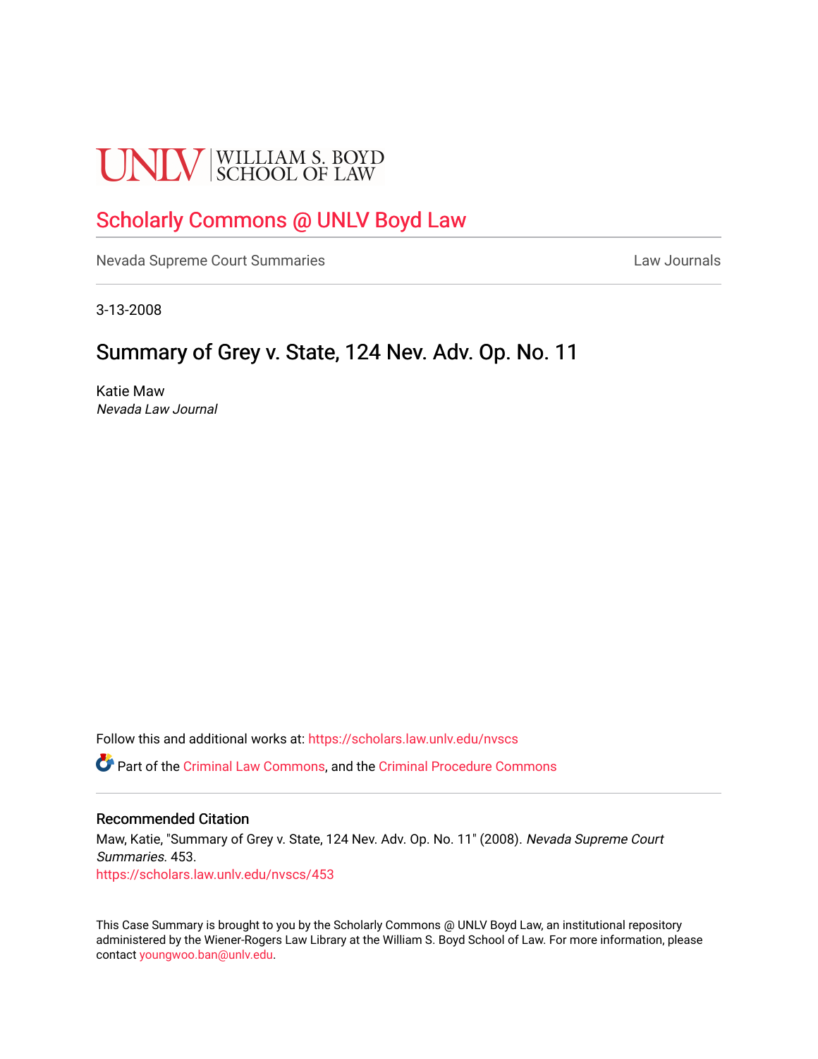UNLV | WILLIAM S. BOYD SCHOOL OF LAW

## Scholarly Commons @ UNLV Boyd Law

Nevada Supreme Court Summaries | Law Journals

3-13-2008

# Summary of Grey v. State, 124 Nev. Adv. Op. No. 11

Katie Maw
*Nevada Law Journal*

Follow this and additional works at: https://scholars.law.unlv.edu/nvscs

Part of the Criminal Law Commons, and the Criminal Procedure Commons

### Recommended Citation

Maw, Katie, "Summary of Grey v. State, 124 Nev. Adv. Op. No. 11" (2008). *Nevada Supreme Court Summaries*. 453.
https://scholars.law.unlv.edu/nvscs/453

This Case Summary is brought to you by the Scholarly Commons @ UNLV Boyd Law, an institutional repository administered by the Wiener-Rogers Law Library at the William S. Boyd School of Law. For more information, please contact youngwoo.ban@unlv.edu.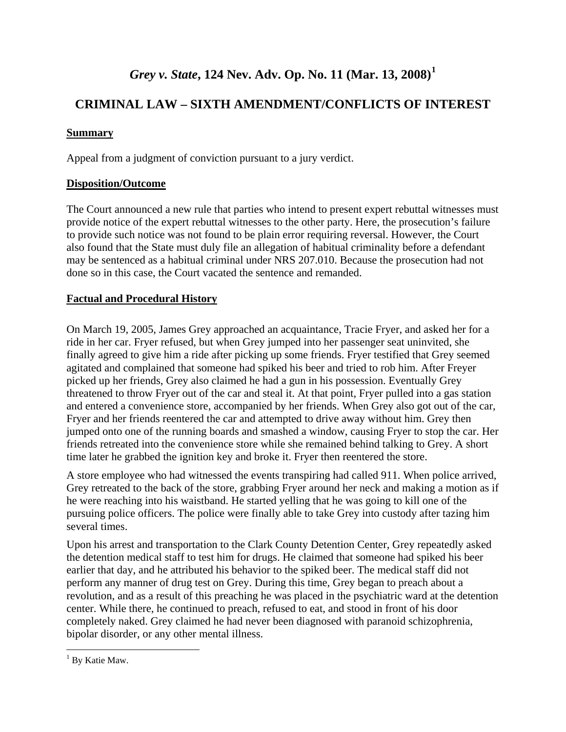# *Grey v. State*, 124 Nev. Adv. Op. No. 11 (Mar. 13, 2008)[1]

## CRIMINAL LAW – SIXTH AMENDMENT/CONFLICTS OF INTEREST

**Summary**

Appeal from a judgment of conviction pursuant to a jury verdict.

**Disposition/Outcome**

The Court announced a new rule that parties who intend to present expert rebuttal witnesses must provide notice of the expert rebuttal witnesses to the other party. Here, the prosecution's failure to provide such notice was not found to be plain error requiring reversal. However, the Court also found that the State must duly file an allegation of habitual criminality before a defendant may be sentenced as a habitual criminal under NRS 207.010. Because the prosecution had not done so in this case, the Court vacated the sentence and remanded.

**Factual and Procedural History**

On March 19, 2005, James Grey approached an acquaintance, Tracie Fryer, and asked her for a ride in her car. Fryer refused, but when Grey jumped into her passenger seat uninvited, she finally agreed to give him a ride after picking up some friends. Fryer testified that Grey seemed agitated and complained that someone had spiked his beer and tried to rob him. After Freyer picked up her friends, Grey also claimed he had a gun in his possession. Eventually Grey threatened to throw Fryer out of the car and steal it. At that point, Fryer pulled into a gas station and entered a convenience store, accompanied by her friends. When Grey also got out of the car, Fryer and her friends reentered the car and attempted to drive away without him. Grey then jumped onto one of the running boards and smashed a window, causing Fryer to stop the car. Her friends retreated into the convenience store while she remained behind talking to Grey. A short time later he grabbed the ignition key and broke it. Fryer then reentered the store.

A store employee who had witnessed the events transpiring had called 911. When police arrived, Grey retreated to the back of the store, grabbing Fryer around her neck and making a motion as if he were reaching into his waistband. He started yelling that he was going to kill one of the pursuing police officers. The police were finally able to take Grey into custody after tazing him several times.

Upon his arrest and transportation to the Clark County Detention Center, Grey repeatedly asked the detention medical staff to test him for drugs. He claimed that someone had spiked his beer earlier that day, and he attributed his behavior to the spiked beer. The medical staff did not perform any manner of drug test on Grey. During this time, Grey began to preach about a revolution, and as a result of this preaching he was placed in the psychiatric ward at the detention center. While there, he continued to preach, refused to eat, and stood in front of his door completely naked. Grey claimed he had never been diagnosed with paranoid schizophrenia, bipolar disorder, or any other mental illness.

[1] By Katie Maw.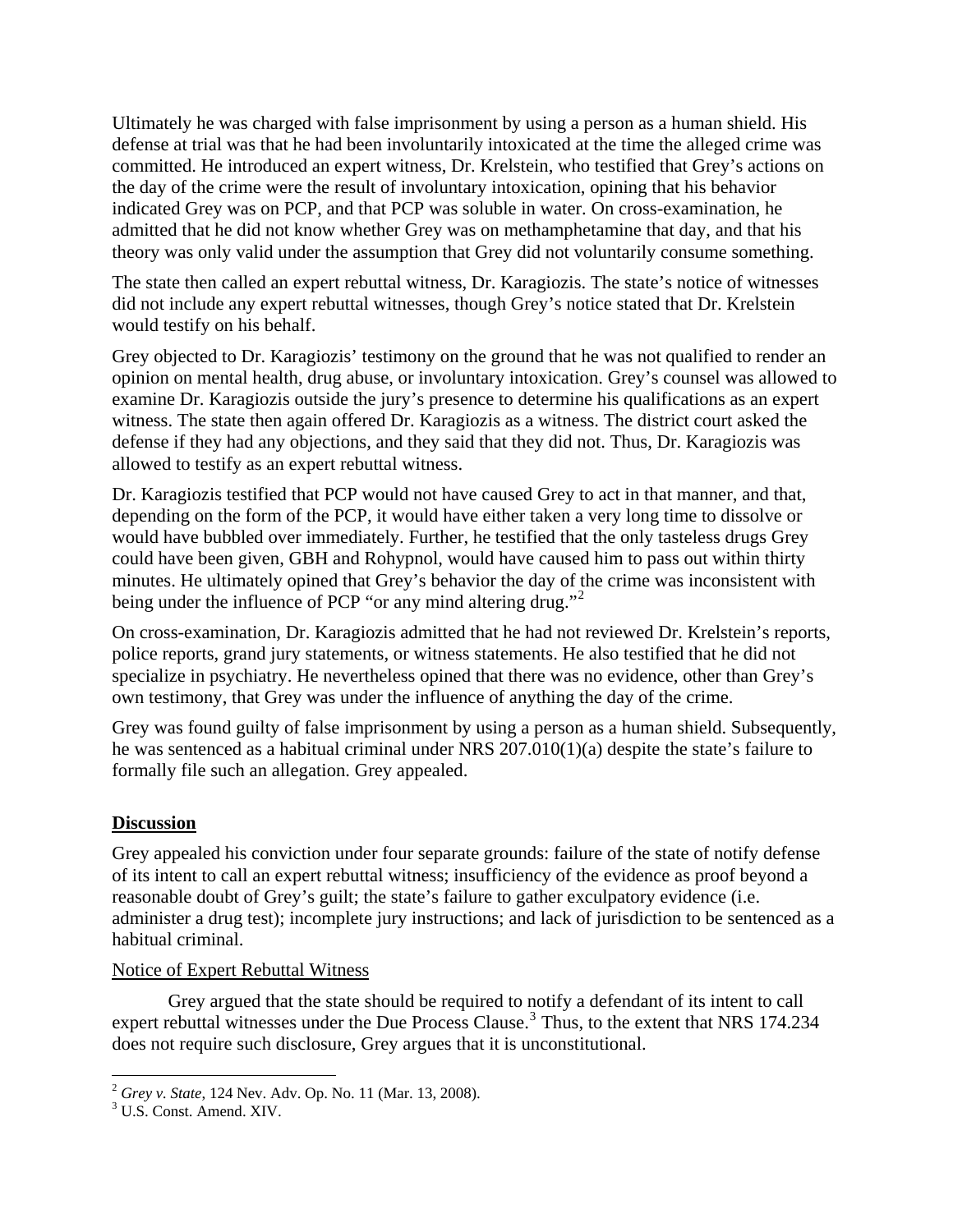Ultimately he was charged with false imprisonment by using a person as a human shield. His defense at trial was that he had been involuntarily intoxicated at the time the alleged crime was committed. He introduced an expert witness, Dr. Krelstein, who testified that Grey's actions on the day of the crime were the result of involuntary intoxication, opining that his behavior indicated Grey was on PCP, and that PCP was soluble in water. On cross-examination, he admitted that he did not know whether Grey was on methamphetamine that day, and that his theory was only valid under the assumption that Grey did not voluntarily consume something.

The state then called an expert rebuttal witness, Dr. Karagiozis. The state's notice of witnesses did not include any expert rebuttal witnesses, though Grey's notice stated that Dr. Krelstein would testify on his behalf.

Grey objected to Dr. Karagiozis' testimony on the ground that he was not qualified to render an opinion on mental health, drug abuse, or involuntary intoxication. Grey's counsel was allowed to examine Dr. Karagiozis outside the jury's presence to determine his qualifications as an expert witness. The state then again offered Dr. Karagiozis as a witness. The district court asked the defense if they had any objections, and they said that they did not. Thus, Dr. Karagiozis was allowed to testify as an expert rebuttal witness.

Dr. Karagiozis testified that PCP would not have caused Grey to act in that manner, and that, depending on the form of the PCP, it would have either taken a very long time to dissolve or would have bubbled over immediately. Further, he testified that the only tasteless drugs Grey could have been given, GBH and Rohypnol, would have caused him to pass out within thirty minutes. He ultimately opined that Grey's behavior the day of the crime was inconsistent with being under the influence of PCP "or any mind altering drug."[2]

On cross-examination, Dr. Karagiozis admitted that he had not reviewed Dr. Krelstein's reports, police reports, grand jury statements, or witness statements. He also testified that he did not specialize in psychiatry. He nevertheless opined that there was no evidence, other than Grey's own testimony, that Grey was under the influence of anything the day of the crime.

Grey was found guilty of false imprisonment by using a person as a human shield. Subsequently, he was sentenced as a habitual criminal under NRS 207.010(1)(a) despite the state's failure to formally file such an allegation. Grey appealed.

## Discussion

Grey appealed his conviction under four separate grounds: failure of the state of notify defense of its intent to call an expert rebuttal witness; insufficiency of the evidence as proof beyond a reasonable doubt of Grey's guilt; the state's failure to gather exculpatory evidence (i.e. administer a drug test); incomplete jury instructions; and lack of jurisdiction to be sentenced as a habitual criminal.

### Notice of Expert Rebuttal Witness

Grey argued that the state should be required to notify a defendant of its intent to call expert rebuttal witnesses under the Due Process Clause.[3] Thus, to the extent that NRS 174.234 does not require such disclosure, Grey argues that it is unconstitutional.

---

[2] *Grey v. State*, 124 Nev. Adv. Op. No. 11 (Mar. 13, 2008).

[3] U.S. Const. Amend. XIV.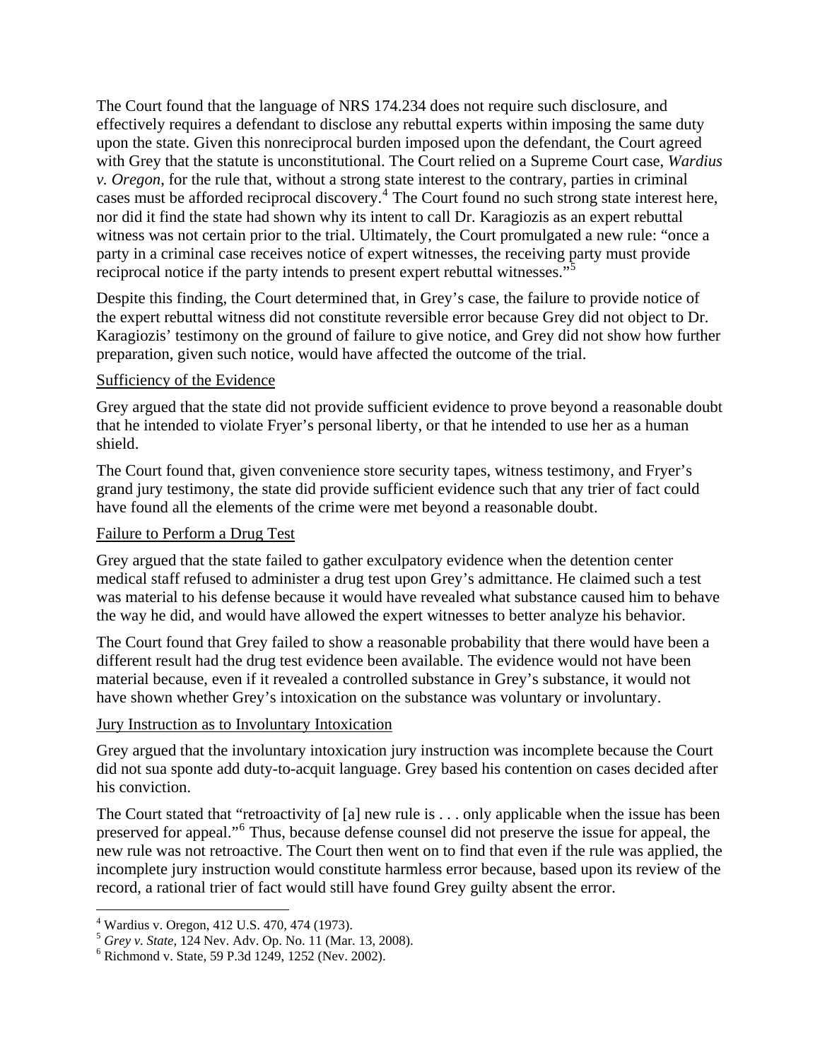The Court found that the language of NRS 174.234 does not require such disclosure, and effectively requires a defendant to disclose any rebuttal experts within imposing the same duty upon the state. Given this nonreciprocal burden imposed upon the defendant, the Court agreed with Grey that the statute is unconstitutional. The Court relied on a Supreme Court case, *Wardius v. Oregon*, for the rule that, without a strong state interest to the contrary, parties in criminal cases must be afforded reciprocal discovery.[4] The Court found no such strong state interest here, nor did it find the state had shown why its intent to call Dr. Karagiozis as an expert rebuttal witness was not certain prior to the trial. Ultimately, the Court promulgated a new rule: "once a party in a criminal case receives notice of expert witnesses, the receiving party must provide reciprocal notice if the party intends to present expert rebuttal witnesses."[5]

Despite this finding, the Court determined that, in Grey's case, the failure to provide notice of the expert rebuttal witness did not constitute reversible error because Grey did not object to Dr. Karagiozis' testimony on the ground of failure to give notice, and Grey did not show how further preparation, given such notice, would have affected the outcome of the trial.

<u>Sufficiency of the Evidence</u>

Grey argued that the state did not provide sufficient evidence to prove beyond a reasonable doubt that he intended to violate Fryer's personal liberty, or that he intended to use her as a human shield.

The Court found that, given convenience store security tapes, witness testimony, and Fryer's grand jury testimony, the state did provide sufficient evidence such that any trier of fact could have found all the elements of the crime were met beyond a reasonable doubt.

<u>Failure to Perform a Drug Test</u>

Grey argued that the state failed to gather exculpatory evidence when the detention center medical staff refused to administer a drug test upon Grey's admittance. He claimed such a test was material to his defense because it would have revealed what substance caused him to behave the way he did, and would have allowed the expert witnesses to better analyze his behavior.

The Court found that Grey failed to show a reasonable probability that there would have been a different result had the drug test evidence been available. The evidence would not have been material because, even if it revealed a controlled substance in Grey's substance, it would not have shown whether Grey's intoxication on the substance was voluntary or involuntary.

<u>Jury Instruction as to Involuntary Intoxication</u>

Grey argued that the involuntary intoxication jury instruction was incomplete because the Court did not sua sponte add duty-to-acquit language. Grey based his contention on cases decided after his conviction.

The Court stated that "retroactivity of [a] new rule is . . . only applicable when the issue has been preserved for appeal."[6] Thus, because defense counsel did not preserve the issue for appeal, the new rule was not retroactive. The Court then went on to find that even if the rule was applied, the incomplete jury instruction would constitute harmless error because, based upon its review of the record, a rational trier of fact would still have found Grey guilty absent the error.

---

[4] Wardius v. Oregon, 412 U.S. 470, 474 (1973).
[5] *Grey v. State*, 124 Nev. Adv. Op. No. 11 (Mar. 13, 2008).
[6] Richmond v. State, 59 P.3d 1249, 1252 (Nev. 2002).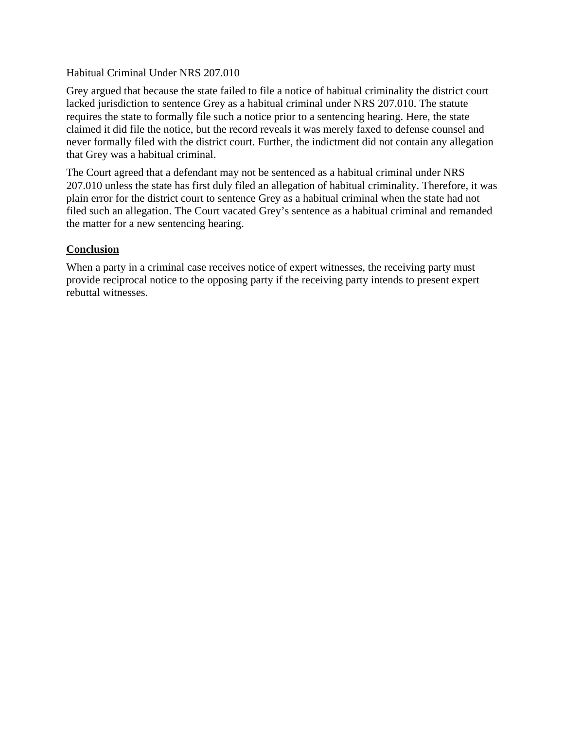Habitual Criminal Under NRS 207.010

Grey argued that because the state failed to file a notice of habitual criminality the district court lacked jurisdiction to sentence Grey as a habitual criminal under NRS 207.010. The statute requires the state to formally file such a notice prior to a sentencing hearing. Here, the state claimed it did file the notice, but the record reveals it was merely faxed to defense counsel and never formally filed with the district court. Further, the indictment did not contain any allegation that Grey was a habitual criminal.

The Court agreed that a defendant may not be sentenced as a habitual criminal under NRS 207.010 unless the state has first duly filed an allegation of habitual criminality. Therefore, it was plain error for the district court to sentence Grey as a habitual criminal when the state had not filed such an allegation. The Court vacated Grey's sentence as a habitual criminal and remanded the matter for a new sentencing hearing.

## Conclusion

When a party in a criminal case receives notice of expert witnesses, the receiving party must provide reciprocal notice to the opposing party if the receiving party intends to present expert rebuttal witnesses.